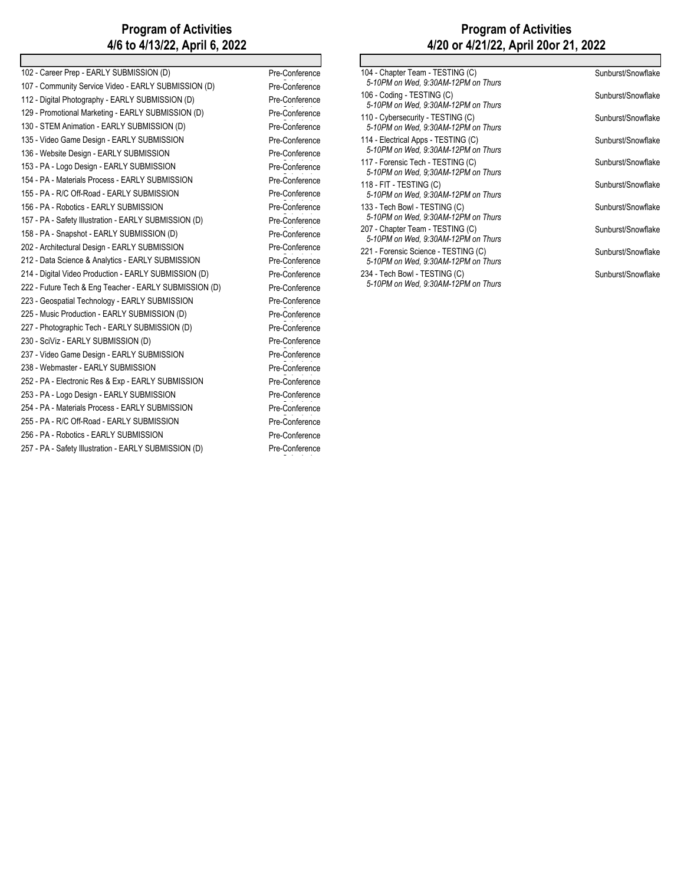## Program of Activities
## 4/6 to 4/13/22, April 6, 2022

| Event | Location |
|---|---|
| 102 - Career Prep - EARLY SUBMISSION (D) | Pre-Conference |
| 107 - Community Service Video - EARLY SUBMISSION (D) | Pre-Conference |
| 112 - Digital Photography - EARLY SUBMISSION (D) | Pre-Conference |
| 129 - Promotional Marketing - EARLY SUBMISSION (D) | Pre-Conference |
| 130 - STEM Animation - EARLY SUBMISSION (D) | Pre-Conference |
| 135 - Video Game Design - EARLY SUBMISSION | Pre-Conference |
| 136 - Website Design - EARLY SUBMISSION | Pre-Conference |
| 153 - PA - Logo Design - EARLY SUBMISSION | Pre-Conference |
| 154 - PA - Materials Process - EARLY SUBMISSION | Pre-Conference |
| 155 - PA - R/C Off-Road - EARLY SUBMISSION | Pre-Conference |
| 156 - PA - Robotics - EARLY SUBMISSION | Pre-Conference |
| 157 - PA - Safety Illustration - EARLY SUBMISSION (D) | Pre-Conference |
| 158 - PA - Snapshot - EARLY SUBMISSION (D) | Pre-Conference |
| 202 - Architectural Design - EARLY SUBMISSION | Pre-Conference |
| 212 - Data Science & Analytics - EARLY SUBMISSION | Pre-Conference |
| 214 - Digital Video Production - EARLY SUBMISSION (D) | Pre-Conference |
| 222 - Future Tech & Eng Teacher - EARLY SUBMISSION (D) | Pre-Conference |
| 223 - Geospatial Technology - EARLY SUBMISSION | Pre-Conference |
| 225 - Music Production - EARLY SUBMISSION (D) | Pre-Conference |
| 227 - Photographic Tech - EARLY SUBMISSION (D) | Pre-Conference |
| 230 - SciViz - EARLY SUBMISSION (D) | Pre-Conference |
| 237 - Video Game Design - EARLY SUBMISSION | Pre-Conference |
| 238 - Webmaster - EARLY SUBMISSION | Pre-Conference |
| 252 - PA - Electronic Res & Exp - EARLY SUBMISSION | Pre-Conference |
| 253 - PA - Logo Design - EARLY SUBMISSION | Pre-Conference |
| 254 - PA - Materials Process - EARLY SUBMISSION | Pre-Conference |
| 255 - PA - R/C Off-Road - EARLY SUBMISSION | Pre-Conference |
| 256 - PA - Robotics - EARLY SUBMISSION | Pre-Conference |
| 257 - PA - Safety Illustration - EARLY SUBMISSION (D) | Pre-Conference |

## Program of Activities
## 4/20 or 4/21/22, April 20or 21, 2022

| Event | Location |
|---|---|
| 104 - Chapter Team - TESTING (C)<br>*5-10PM on Wed, 9:30AM-12PM on Thurs* | Sunburst/Snowflake |
| 106 - Coding - TESTING (C)<br>*5-10PM on Wed, 9:30AM-12PM on Thurs* | Sunburst/Snowflake |
| 110 - Cybersecurity - TESTING (C)<br>*5-10PM on Wed, 9:30AM-12PM on Thurs* | Sunburst/Snowflake |
| 114 - Electrical Apps - TESTING (C)<br>*5-10PM on Wed, 9:30AM-12PM on Thurs* | Sunburst/Snowflake |
| 117 - Forensic Tech - TESTING (C)<br>*5-10PM on Wed, 9;30AM-12PM on Thurs* | Sunburst/Snowflake |
| 118 - FIT - TESTING (C)<br>*5-10PM on Wed, 9:30AM-12PM on Thurs* | Sunburst/Snowflake |
| 133 - Tech Bowl - TESTING (C)<br>*5-10PM on Wed, 9:30AM-12PM on Thurs* | Sunburst/Snowflake |
| 207 - Chapter Team - TESTING (C)<br>*5-10PM on Wed, 9:30AM-12PM on Thurs* | Sunburst/Snowflake |
| 221 - Forensic Science - TESTING (C)<br>*5-10PM on Wed, 9:30AM-12PM on Thurs* | Sunburst/Snowflake |
| 234 - Tech Bowl - TESTING (C)<br>*5-10PM on Wed, 9:30AM-12PM on Thurs* | Sunburst/Snowflake |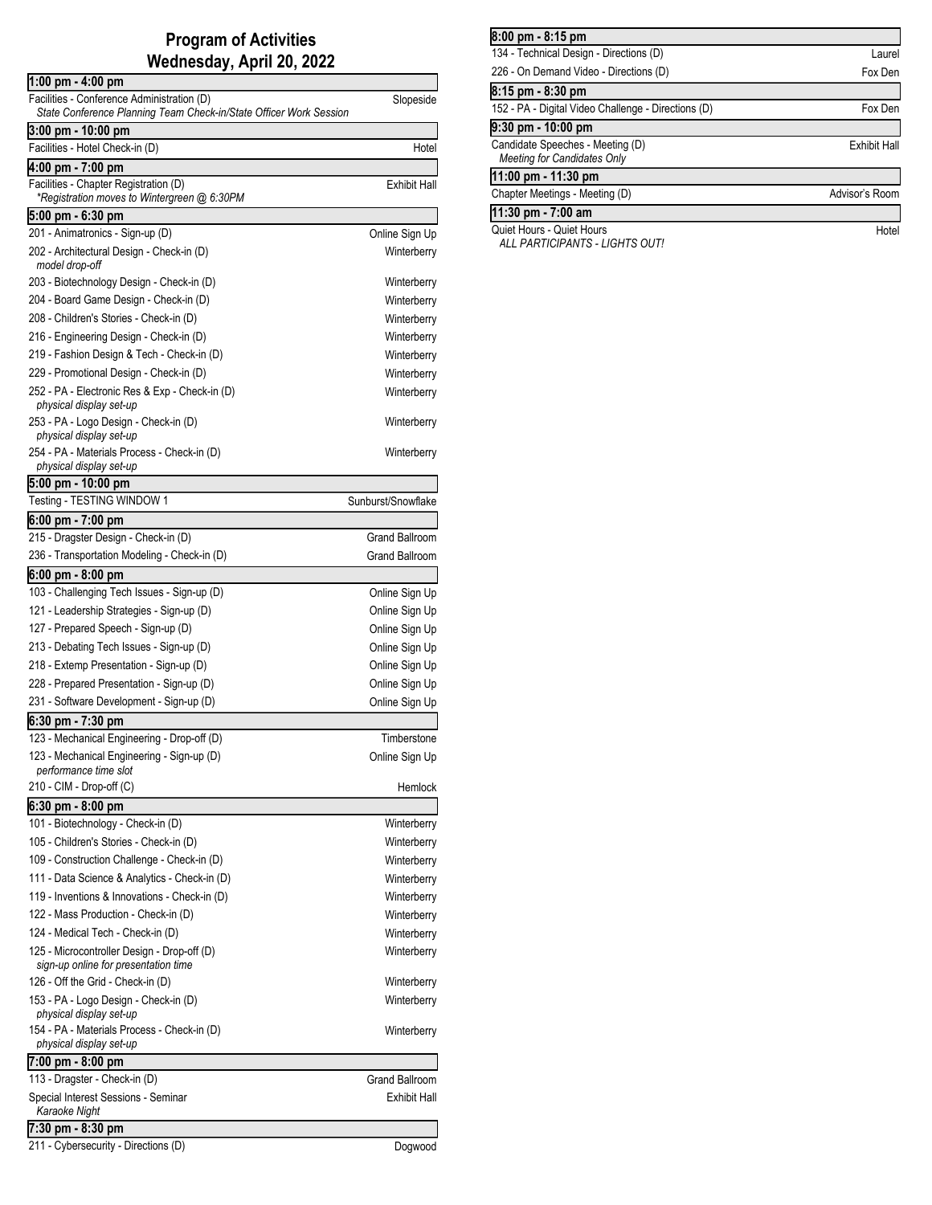# Program of Activities
## Wednesday, April 20, 2022

### 1:00 pm - 4:00 pm

| Activity | Location |
|---|---|
| Facilities - Conference Administration (D)<br>*State Conference Planning Team Check-in/State Officer Work Session* | Slopeside |

### 3:00 pm - 10:00 pm

| Activity | Location |
|---|---|
| Facilities - Hotel Check-in (D) | Hotel |

### 4:00 pm - 7:00 pm

| Activity | Location |
|---|---|
| Facilities - Chapter Registration (D)<br>*\*Registration moves to Wintergreen @ 6:30PM* | Exhibit Hall |

### 5:00 pm - 6:30 pm

| Activity | Location |
|---|---|
| 201 - Animatronics - Sign-up (D) | Online Sign Up |
| 202 - Architectural Design - Check-in (D)<br>*model drop-off* | Winterberry |
| 203 - Biotechnology Design - Check-in (D) | Winterberry |
| 204 - Board Game Design - Check-in (D) | Winterberry |
| 208 - Children's Stories - Check-in (D) | Winterberry |
| 216 - Engineering Design - Check-in (D) | Winterberry |
| 219 - Fashion Design & Tech - Check-in (D) | Winterberry |
| 229 - Promotional Design - Check-in (D) | Winterberry |
| 252 - PA - Electronic Res & Exp - Check-in (D)<br>*physical display set-up* | Winterberry |
| 253 - PA - Logo Design - Check-in (D)<br>*physical display set-up* | Winterberry |
| 254 - PA - Materials Process - Check-in (D)<br>*physical display set-up* | Winterberry |

### 5:00 pm - 10:00 pm

| Activity | Location |
|---|---|
| Testing - TESTING WINDOW 1 | Sunburst/Snowflake |

### 6:00 pm - 7:00 pm

| Activity | Location |
|---|---|
| 215 - Dragster Design - Check-in (D) | Grand Ballroom |
| 236 - Transportation Modeling - Check-in (D) | Grand Ballroom |

### 6:00 pm - 8:00 pm

| Activity | Location |
|---|---|
| 103 - Challenging Tech Issues - Sign-up (D) | Online Sign Up |
| 121 - Leadership Strategies - Sign-up (D) | Online Sign Up |
| 127 - Prepared Speech - Sign-up (D) | Online Sign Up |
| 213 - Debating Tech Issues - Sign-up (D) | Online Sign Up |
| 218 - Extemp Presentation - Sign-up (D) | Online Sign Up |
| 228 - Prepared Presentation - Sign-up (D) | Online Sign Up |
| 231 - Software Development - Sign-up (D) | Online Sign Up |

### 6:30 pm - 7:30 pm

| Activity | Location |
|---|---|
| 123 - Mechanical Engineering - Drop-off (D) | Timberstone |
| 123 - Mechanical Engineering - Sign-up (D)<br>*performance time slot* | Online Sign Up |
| 210 - CIM - Drop-off (C) | Hemlock |

### 6:30 pm - 8:00 pm

| Activity | Location |
|---|---|
| 101 - Biotechnology - Check-in (D) | Winterberry |
| 105 - Children's Stories - Check-in (D) | Winterberry |
| 109 - Construction Challenge - Check-in (D) | Winterberry |
| 111 - Data Science & Analytics - Check-in (D) | Winterberry |
| 119 - Inventions & Innovations - Check-in (D) | Winterberry |
| 122 - Mass Production - Check-in (D) | Winterberry |
| 124 - Medical Tech - Check-in (D) | Winterberry |
| 125 - Microcontroller Design - Drop-off (D)<br>*sign-up online for presentation time* | Winterberry |
| 126 - Off the Grid - Check-in (D) | Winterberry |
| 153 - PA - Logo Design - Check-in (D)<br>*physical display set-up* | Winterberry |
| 154 - PA - Materials Process - Check-in (D)<br>*physical display set-up* | Winterberry |

### 7:00 pm - 8:00 pm

| Activity | Location |
|---|---|
| 113 - Dragster - Check-in (D) | Grand Ballroom |
| Special Interest Sessions - Seminar<br>*Karaoke Night* | Exhibit Hall |

### 7:30 pm - 8:30 pm

| Activity | Location |
|---|---|
| 211 - Cybersecurity - Directions (D) | Dogwood |

### 8:00 pm - 8:15 pm

| Activity | Location |
|---|---|
| 134 - Technical Design - Directions (D) | Laurel |
| 226 - On Demand Video - Directions (D) | Fox Den |

### 8:15 pm - 8:30 pm

| Activity | Location |
|---|---|
| 152 - PA - Digital Video Challenge - Directions (D) | Fox Den |

### 9:30 pm - 10:00 pm

| Activity | Location |
|---|---|
| Candidate Speeches - Meeting (D)<br>*Meeting for Candidates Only* | Exhibit Hall |

### 11:00 pm - 11:30 pm

| Activity | Location |
|---|---|
| Chapter Meetings - Meeting (D) | Advisor's Room |

### 11:30 pm - 7:00 am

| Activity | Location |
|---|---|
| Quiet Hours - Quiet Hours<br>*ALL PARTICIPANTS - LIGHTS OUT!* | Hotel |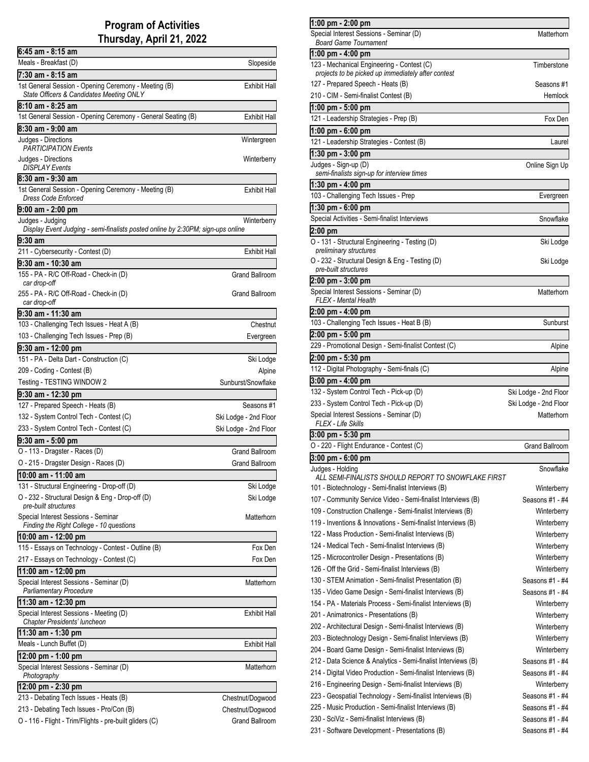# Program of Activities
## Thursday, April 21, 2022

**6:45 am - 8:15 am**

| Activity | Location |
|---|---|
| Meals - Breakfast (D) | Slopeside |

**7:30 am - 8:15 am**

| Activity | Location |
|---|---|
| 1st General Session - Opening Ceremony - Meeting (B)<br>*State Officers & Candidates Meeting ONLY* | Exhibit Hall |

**8:10 am - 8:25 am**

| Activity | Location |
|---|---|
| 1st General Session - Opening Ceremony - General Seating (B) | Exhibit Hall |

**8:30 am - 9:00 am**

| Activity | Location |
|---|---|
| Judges - Directions<br>*PARTICIPATION Events* | Wintergreen |
| Judges - Directions<br>*DISPLAY Events* | Winterberry |

**8:30 am - 9:30 am**

| Activity | Location |
|---|---|
| 1st General Session - Opening Ceremony - Meeting (B)<br>*Dress Code Enforced* | Exhibit Hall |

**9:00 am - 2:00 pm**

| Activity | Location |
|---|---|
| Judges - Judging<br>*Display Event Judging - semi-finalists posted online by 2:30PM; sign-ups online* | Winterberry |

**9:30 am**

| Activity | Location |
|---|---|
| 211 - Cybersecurity - Contest (D) | Exhibit Hall |

**9:30 am - 10:30 am**

| Activity | Location |
|---|---|
| 155 - PA - R/C Off-Road - Check-in (D)<br>*car drop-off* | Grand Ballroom |
| 255 - PA - R/C Off-Road - Check-in (D)<br>*car drop-off* | Grand Ballroom |

**9:30 am - 11:30 am**

| Activity | Location |
|---|---|
| 103 - Challenging Tech Issues - Heat A (B) | Chestnut |
| 103 - Challenging Tech Issues - Prep (B) | Evergreen |

**9:30 am - 12:00 pm**

| Activity | Location |
|---|---|
| 151 - PA - Delta Dart - Construction (C) | Ski Lodge |
| 209 - Coding - Contest (B) | Alpine |
| Testing - TESTING WINDOW 2 | Sunburst/Snowflake |

**9:30 am - 12:30 pm**

| Activity | Location |
|---|---|
| 127 - Prepared Speech - Heats (B) | Seasons #1 |
| 132 - System Control Tech - Contest (C) | Ski Lodge - 2nd Floor |
| 233 - System Control Tech - Contest (C) | Ski Lodge - 2nd Floor |

**9:30 am - 5:00 pm**

| Activity | Location |
|---|---|
| O - 113 - Dragster - Races (D) | Grand Ballroom |
| O - 215 - Dragster Design - Races (D) | Grand Ballroom |

**10:00 am - 11:00 am**

| Activity | Location |
|---|---|
| 131 - Structural Engineering - Drop-off (D) | Ski Lodge |
| O - 232 - Structural Design & Eng - Drop-off (D)<br>*pre-built structures* | Ski Lodge |
| Special Interest Sessions - Seminar<br>*Finding the Right College - 10 questions* | Matterhorn |

**10:00 am - 12:00 pm**

| Activity | Location |
|---|---|
| 115 - Essays on Technology - Contest - Outline (B) | Fox Den |
| 217 - Essays on Technology - Contest (C) | Fox Den |

**11:00 am - 12:00 pm**

| Activity | Location |
|---|---|
| Special Interest Sessions - Seminar (D)<br>*Parliamentary Procedure* | Matterhorn |

**11:30 am - 12:30 pm**

| Activity | Location |
|---|---|
| Special Interest Sessions - Meeting (D)<br>*Chapter Presidents' luncheon* | Exhibit Hall |

**11:30 am - 1:30 pm**

| Activity | Location |
|---|---|
| Meals - Lunch Buffet (D) | Exhibit Hall |

**12:00 pm - 1:00 pm**

| Activity | Location |
|---|---|
| Special Interest Sessions - Seminar (D)<br>*Photography* | Matterhorn |

**12:00 pm - 2:30 pm**

| Activity | Location |
|---|---|
| 213 - Debating Tech Issues - Heats (B) | Chestnut/Dogwood |
| 213 - Debating Tech Issues - Pro/Con (B) | Chestnut/Dogwood |
| O - 116 - Flight - Trim/Flights - pre-built gliders (C) | Grand Ballroom |

**1:00 pm - 2:00 pm**

| Activity | Location |
|---|---|
| Special Interest Sessions - Seminar (D)<br>*Board Game Tournament* | Matterhorn |

**1:00 pm - 4:00 pm**

| Activity | Location |
|---|---|
| 123 - Mechanical Engineering - Contest (C)<br>*projects to be picked up immediately after contest* | Timberstone |
| 127 - Prepared Speech - Heats (B) | Seasons #1 |
| 210 - CIM - Semi-finalist Contest (B) | Hemlock |

**1:00 pm - 5:00 pm**

| Activity | Location |
|---|---|
| 121 - Leadership Strategies - Prep (B) | Fox Den |

**1:00 pm - 6:00 pm**

| Activity | Location |
|---|---|
| 121 - Leadership Strategies - Contest (B) | Laurel |

**1:30 pm - 3:00 pm**

| Activity | Location |
|---|---|
| Judges - Sign-up (D)<br>*semi-finalists sign-up for interview times* | Online Sign Up |

**1:30 pm - 4:00 pm**

| Activity | Location |
|---|---|
| 103 - Challenging Tech Issues - Prep | Evergreen |

**1:30 pm - 6:00 pm**

| Activity | Location |
|---|---|
| Special Activities - Semi-finalist Interviews | Snowflake |

**2:00 pm**

| Activity | Location |
|---|---|
| O - 131 - Structural Engineering - Testing (D)<br>*preliminary structures* | Ski Lodge |
| O - 232 - Structural Design & Eng - Testing (D)<br>*pre-built structures* | Ski Lodge |

**2:00 pm - 3:00 pm**

| Activity | Location |
|---|---|
| Special Interest Sessions - Seminar (D)<br>*FLEX - Mental Health* | Matterhorn |

**2:00 pm - 4:00 pm**

| Activity | Location |
|---|---|
| 103 - Challenging Tech Issues - Heat B (B) | Sunburst |

**2:00 pm - 5:00 pm**

| Activity | Location |
|---|---|
| 229 - Promotional Design - Semi-finalist Contest (C) | Alpine |

**2:00 pm - 5:30 pm**

| Activity | Location |
|---|---|
| 112 - Digital Photography - Semi-finals (C) | Alpine |

**3:00 pm - 4:00 pm**

| Activity | Location |
|---|---|
| 132 - System Control Tech - Pick-up (D) | Ski Lodge - 2nd Floor |
| 233 - System Control Tech - Pick-up (D) | Ski Lodge - 2nd Floor |
| Special Interest Sessions - Seminar (D)<br>*FLEX - Life Skills* | Matterhorn |

**3:00 pm - 5:30 pm**

| Activity | Location |
|---|---|
| O - 220 - Flight Endurance - Contest (C) | Grand Ballroom |

**3:00 pm - 6:00 pm**

| Activity | Location |
|---|---|
| Judges - Holding<br>*ALL SEMI-FINALISTS SHOULD REPORT TO SNOWFLAKE FIRST* | Snowflake |
| 101 - Biotechnology - Semi-finalist Interviews (B) | Winterberry |
| 107 - Community Service Video - Semi-finalist Interviews (B) | Seasons #1 - #4 |
| 109 - Construction Challenge - Semi-finalist Interviews (B) | Winterberry |
| 119 - Inventions & Innovations - Semi-finalist Interviews (B) | Winterberry |
| 122 - Mass Production - Semi-finalist Interviews (B) | Winterberry |
| 124 - Medical Tech - Semi-finalist Interviews (B) | Winterberry |
| 125 - Microcontroller Design - Presentations (B) | Winterberry |
| 126 - Off the Grid - Semi-finalist Interviews (B) | Winterberry |
| 130 - STEM Animation - Semi-finalist Presentation (B) | Seasons #1 - #4 |
| 135 - Video Game Design - Semi-finalist Interviews (B) | Seasons #1 - #4 |
| 154 - PA - Materials Process - Semi-finalist Interviews (B) | Winterberry |
| 201 - Animatronics - Presentations (B) | Winterberry |
| 202 - Architectural Design - Semi-finalist Interviews (B) | Winterberry |
| 203 - Biotechnology Design - Semi-finalist Interviews (B) | Winterberry |
| 204 - Board Game Design - Semi-finalist Interviews (B) | Winterberry |
| 212 - Data Science & Analytics - Semi-finalist Interviews (B) | Seasons #1 - #4 |
| 214 - Digital Video Production - Semi-finalist Interviews (B) | Seasons #1 - #4 |
| 216 - Engineering Design - Semi-finalist Interviews (B) | Winterberry |
| 223 - Geospatial Technology - Semi-finalist Interviews (B) | Seasons #1 - #4 |
| 225 - Music Production - Semi-finalist Interviews (B) | Seasons #1 - #4 |
| 230 - SciViz - Semi-finalist Interviews (B) | Seasons #1 - #4 |
| 231 - Software Development - Presentations (B) | Seasons #1 - #4 |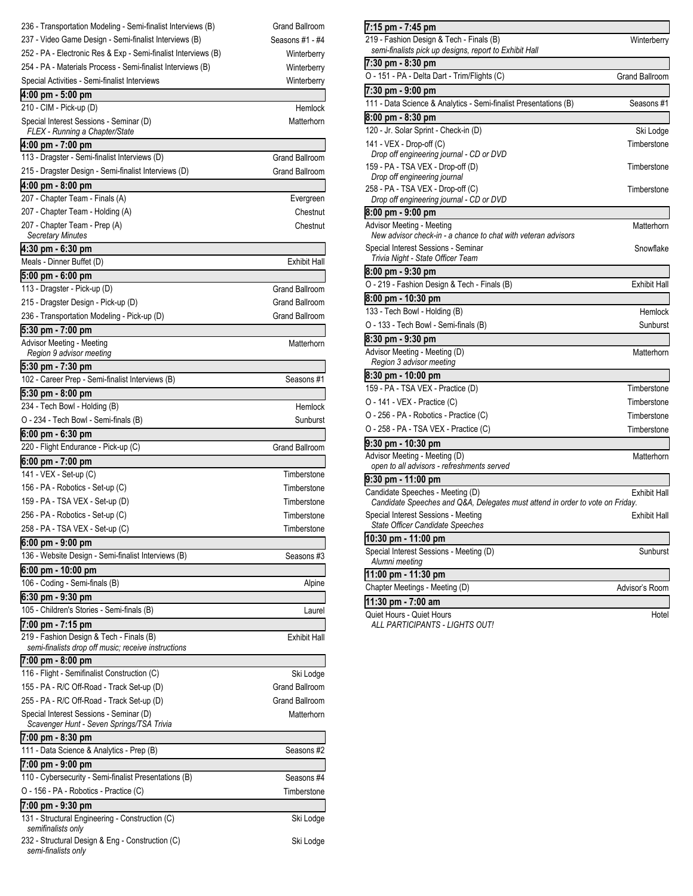| Event | Location |
|---|---|
| 236 - Transportation Modeling - Semi-finalist Interviews (B) | Grand Ballroom |
| 237 - Video Game Design - Semi-finalist Interviews (B) | Seasons #1 - #4 |
| 252 - PA - Electronic Res & Exp - Semi-finalist Interviews (B) | Winterberry |
| 254 - PA - Materials Process - Semi-finalist Interviews (B) | Winterberry |
| Special Activities - Semi-finalist Interviews | Winterberry |

**4:00 pm - 5:00 pm**

| Event | Location |
|---|---|
| 210 - CIM - Pick-up (D) | Hemlock |
| Special Interest Sessions - Seminar (D) *FLEX - Running a Chapter/State* | Matterhorn |

**4:00 pm - 7:00 pm**

| Event | Location |
|---|---|
| 113 - Dragster - Semi-finalist Interviews (D) | Grand Ballroom |
| 215 - Dragster Design - Semi-finalist Interviews (D) | Grand Ballroom |

**4:00 pm - 8:00 pm**

| Event | Location |
|---|---|
| 207 - Chapter Team - Finals (A) | Evergreen |
| 207 - Chapter Team - Holding (A) | Chestnut |
| 207 - Chapter Team - Prep (A) *Secretary Minutes* | Chestnut |

**4:30 pm - 6:30 pm**

| Event | Location |
|---|---|
| Meals - Dinner Buffet (D) | Exhibit Hall |

**5:00 pm - 6:00 pm**

| Event | Location |
|---|---|
| 113 - Dragster - Pick-up (D) | Grand Ballroom |
| 215 - Dragster Design - Pick-up (D) | Grand Ballroom |
| 236 - Transportation Modeling - Pick-up (D) | Grand Ballroom |

**5:30 pm - 7:00 pm**

| Event | Location |
|---|---|
| Advisor Meeting - Meeting *Region 9 advisor meeting* | Matterhorn |

**5:30 pm - 7:30 pm**

| Event | Location |
|---|---|
| 102 - Career Prep - Semi-finalist Interviews (B) | Seasons #1 |

**5:30 pm - 8:00 pm**

| Event | Location |
|---|---|
| 234 - Tech Bowl - Holding (B) | Hemlock |
| O - 234 - Tech Bowl - Semi-finals (B) | Sunburst |

**6:00 pm - 6:30 pm**

| Event | Location |
|---|---|
| 220 - Flight Endurance - Pick-up (C) | Grand Ballroom |

**6:00 pm - 7:00 pm**

| Event | Location |
|---|---|
| 141 - VEX - Set-up (C) | Timberstone |
| 156 - PA - Robotics - Set-up (C) | Timberstone |
| 159 - PA - TSA VEX - Set-up (D) | Timberstone |
| 256 - PA - Robotics - Set-up (C) | Timberstone |
| 258 - PA - TSA VEX - Set-up (C) | Timberstone |

**6:00 pm - 9:00 pm**

| Event | Location |
|---|---|
| 136 - Website Design - Semi-finalist Interviews (B) | Seasons #3 |

**6:00 pm - 10:00 pm**

| Event | Location |
|---|---|
| 106 - Coding - Semi-finals (B) | Alpine |

**6:30 pm - 9:30 pm**

| Event | Location |
|---|---|
| 105 - Children's Stories - Semi-finals (B) | Laurel |

**7:00 pm - 7:15 pm**

| Event | Location |
|---|---|
| 219 - Fashion Design & Tech - Finals (B) *semi-finalists drop off music; receive instructions* | Exhibit Hall |

**7:00 pm - 8:00 pm**

| Event | Location |
|---|---|
| 116 - Flight - Semifinalist Construction (C) | Ski Lodge |
| 155 - PA - R/C Off-Road - Track Set-up (D) | Grand Ballroom |
| 255 - PA - R/C Off-Road - Track Set-up (D) | Grand Ballroom |
| Special Interest Sessions - Seminar (D) *Scavenger Hunt - Seven Springs/TSA Trivia* | Matterhorn |

**7:00 pm - 8:30 pm**

| Event | Location |
|---|---|
| 111 - Data Science & Analytics - Prep (B) | Seasons #2 |

**7:00 pm - 9:00 pm**

| Event | Location |
|---|---|
| 110 - Cybersecurity - Semi-finalist Presentations (B) | Seasons #4 |
| O - 156 - PA - Robotics - Practice (C) | Timberstone |

**7:00 pm - 9:30 pm**

| Event | Location |
|---|---|
| 131 - Structural Engineering - Construction (C) *semifinalists only* | Ski Lodge |
| 232 - Structural Design & Eng - Construction (C) *semi-finalists only* | Ski Lodge |

**7:15 pm - 7:45 pm**

| Event | Location |
|---|---|
| 219 - Fashion Design & Tech - Finals (B) *semi-finalists pick up designs, report to Exhibit Hall* | Winterberry |

**7:30 pm - 8:30 pm**

| Event | Location |
|---|---|
| O - 151 - PA - Delta Dart - Trim/Flights (C) | Grand Ballroom |

**7:30 pm - 9:00 pm**

| Event | Location |
|---|---|
| 111 - Data Science & Analytics - Semi-finalist Presentations (B) | Seasons #1 |

**8:00 pm - 8:30 pm**

| Event | Location |
|---|---|
| 120 - Jr. Solar Sprint - Check-in (D) | Ski Lodge |
| 141 - VEX - Drop-off (C) *Drop off engineering journal - CD or DVD* | Timberstone |
| 159 - PA - TSA VEX - Drop-off (D) *Drop off engineering journal* | Timberstone |
| 258 - PA - TSA VEX - Drop-off (C) *Drop off engineering journal - CD or DVD* | Timberstone |

**8:00 pm - 9:00 pm**

| Event | Location |
|---|---|
| Advisor Meeting - Meeting *New advisor check-in - a chance to chat with veteran advisors* | Matterhorn |
| Special Interest Sessions - Seminar *Trivia Night - State Officer Team* | Snowflake |

**8:00 pm - 9:30 pm**

| Event | Location |
|---|---|
| O - 219 - Fashion Design & Tech - Finals (B) | Exhibit Hall |

**8:00 pm - 10:30 pm**

| Event | Location |
|---|---|
| 133 - Tech Bowl - Holding (B) | Hemlock |
| O - 133 - Tech Bowl - Semi-finals (B) | Sunburst |

**8:30 pm - 9:30 pm**

| Event | Location |
|---|---|
| Advisor Meeting - Meeting (D) *Region 3 advisor meeting* | Matterhorn |

**8:30 pm - 10:00 pm**

| Event | Location |
|---|---|
| 159 - PA - TSA VEX - Practice (D) | Timberstone |
| O - 141 - VEX - Practice (C) | Timberstone |
| O - 256 - PA - Robotics - Practice (C) | Timberstone |
| O - 258 - PA - TSA VEX - Practice (C) | Timberstone |

**9:30 pm - 10:30 pm**

| Event | Location |
|---|---|
| Advisor Meeting - Meeting (D) *open to all advisors - refreshments served* | Matterhorn |

**9:30 pm - 11:00 pm**

| Event | Location |
|---|---|
| Candidate Speeches - Meeting (D) *Candidate Speeches and Q&A, Delegates must attend in order to vote on Friday.* | Exhibit Hall |
| Special Interest Sessions - Meeting *State Officer Candidate Speeches* | Exhibit Hall |

**10:30 pm - 11:00 pm**

| Event | Location |
|---|---|
| Special Interest Sessions - Meeting (D) *Alumni meeting* | Sunburst |

**11:00 pm - 11:30 pm**

| Event | Location |
|---|---|
| Chapter Meetings - Meeting (D) | Advisor's Room |

**11:30 pm - 7:00 am**

| Event | Location |
|---|---|
| Quiet Hours - Quiet Hours *ALL PARTICIPANTS - LIGHTS OUT!* | Hotel |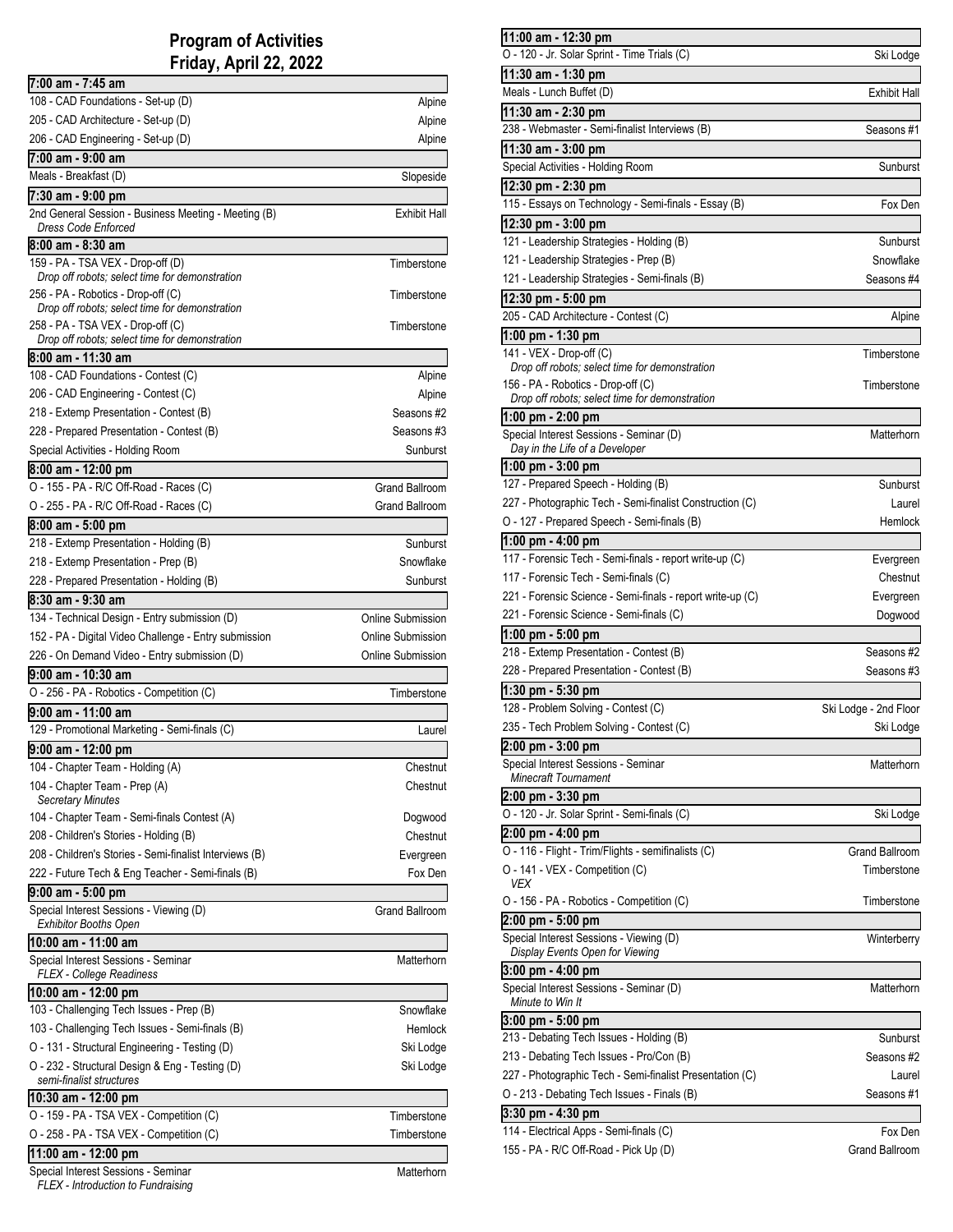# Program of Activities
## Friday, April 22, 2022

### 7:00 am - 7:45 am

| Activity | Location |
|---|---|
| 108 - CAD Foundations - Set-up (D) | Alpine |
| 205 - CAD Architecture - Set-up (D) | Alpine |
| 206 - CAD Engineering - Set-up (D) | Alpine |

### 7:00 am - 9:00 am

| Activity | Location |
|---|---|
| Meals - Breakfast (D) | Slopeside |

### 7:30 am - 9:00 pm

| Activity | Location |
|---|---|
| 2nd General Session - Business Meeting - Meeting (B) *Dress Code Enforced* | Exhibit Hall |

### 8:00 am - 8:30 am

| Activity | Location |
|---|---|
| 159 - PA - TSA VEX - Drop-off (D) *Drop off robots; select time for demonstration* | Timberstone |
| 256 - PA - Robotics - Drop-off (C) *Drop off robots; select time for demonstration* | Timberstone |
| 258 - PA - TSA VEX - Drop-off (C) *Drop off robots; select time for demonstration* | Timberstone |

### 8:00 am - 11:30 am

| Activity | Location |
|---|---|
| 108 - CAD Foundations - Contest (C) | Alpine |
| 206 - CAD Engineering - Contest (C) | Alpine |
| 218 - Extemp Presentation - Contest (B) | Seasons #2 |
| 228 - Prepared Presentation - Contest (B) | Seasons #3 |
| Special Activities - Holding Room | Sunburst |

### 8:00 am - 12:00 pm

| Activity | Location |
|---|---|
| O - 155 - PA - R/C Off-Road - Races (C) | Grand Ballroom |
| O - 255 - PA - R/C Off-Road - Races (C) | Grand Ballroom |

### 8:00 am - 5:00 pm

| Activity | Location |
|---|---|
| 218 - Extemp Presentation - Holding (B) | Sunburst |
| 218 - Extemp Presentation - Prep (B) | Snowflake |
| 228 - Prepared Presentation - Holding (B) | Sunburst |

### 8:30 am - 9:30 am

| Activity | Location |
|---|---|
| 134 - Technical Design - Entry submission (D) | Online Submission |
| 152 - PA - Digital Video Challenge - Entry submission | Online Submission |
| 226 - On Demand Video - Entry submission (D) | Online Submission |

### 9:00 am - 10:30 am

| Activity | Location |
|---|---|
| O - 256 - PA - Robotics - Competition (C) | Timberstone |

### 9:00 am - 11:00 am

| Activity | Location |
|---|---|
| 129 - Promotional Marketing - Semi-finals (C) | Laurel |

### 9:00 am - 12:00 pm

| Activity | Location |
|---|---|
| 104 - Chapter Team - Holding (A) | Chestnut |
| 104 - Chapter Team - Prep (A) *Secretary Minutes* | Chestnut |
| 104 - Chapter Team - Semi-finals Contest (A) | Dogwood |
| 208 - Children's Stories - Holding (B) | Chestnut |
| 208 - Children's Stories - Semi-finalist Interviews (B) | Evergreen |
| 222 - Future Tech & Eng Teacher - Semi-finals (B) | Fox Den |

### 9:00 am - 5:00 pm

| Activity | Location |
|---|---|
| Special Interest Sessions - Viewing (D) *Exhibitor Booths Open* | Grand Ballroom |

### 10:00 am - 11:00 am

| Activity | Location |
|---|---|
| Special Interest Sessions - Seminar *FLEX - College Readiness* | Matterhorn |

### 10:00 am - 12:00 pm

| Activity | Location |
|---|---|
| 103 - Challenging Tech Issues - Prep (B) | Snowflake |
| 103 - Challenging Tech Issues - Semi-finals (B) | Hemlock |
| O - 131 - Structural Engineering - Testing (D) | Ski Lodge |
| O - 232 - Structural Design & Eng - Testing (D) *semi-finalist structures* | Ski Lodge |

### 10:30 am - 12:00 pm

| Activity | Location |
|---|---|
| O - 159 - PA - TSA VEX - Competition (C) | Timberstone |
| O - 258 - PA - TSA VEX - Competition (C) | Timberstone |

### 11:00 am - 12:00 pm

| Activity | Location |
|---|---|
| Special Interest Sessions - Seminar *FLEX - Introduction to Fundraising* | Matterhorn |

### 11:00 am - 12:30 pm

| Activity | Location |
|---|---|
| O - 120 - Jr. Solar Sprint - Time Trials (C) | Ski Lodge |

### 11:30 am - 1:30 pm

| Activity | Location |
|---|---|
| Meals - Lunch Buffet (D) | Exhibit Hall |

### 11:30 am - 2:30 pm

| Activity | Location |
|---|---|
| 238 - Webmaster - Semi-finalist Interviews (B) | Seasons #1 |

### 11:30 am - 3:00 pm

| Activity | Location |
|---|---|
| Special Activities - Holding Room | Sunburst |

### 12:30 pm - 2:30 pm

| Activity | Location |
|---|---|
| 115 - Essays on Technology - Semi-finals - Essay (B) | Fox Den |

### 12:30 pm - 3:00 pm

| Activity | Location |
|---|---|
| 121 - Leadership Strategies - Holding (B) | Sunburst |
| 121 - Leadership Strategies - Prep (B) | Snowflake |
| 121 - Leadership Strategies - Semi-finals (B) | Seasons #4 |

### 12:30 pm - 5:00 pm

| Activity | Location |
|---|---|
| 205 - CAD Architecture - Contest (C) | Alpine |

### 1:00 pm - 1:30 pm

| Activity | Location |
|---|---|
| 141 - VEX - Drop-off (C) *Drop off robots; select time for demonstration* | Timberstone |
| 156 - PA - Robotics - Drop-off (C) *Drop off robots; select time for demonstration* | Timberstone |

### 1:00 pm - 2:00 pm

| Activity | Location |
|---|---|
| Special Interest Sessions - Seminar (D) *Day in the Life of a Developer* | Matterhorn |

### 1:00 pm - 3:00 pm

| Activity | Location |
|---|---|
| 127 - Prepared Speech - Holding (B) | Sunburst |
| 227 - Photographic Tech - Semi-finalist Construction (C) | Laurel |
| O - 127 - Prepared Speech - Semi-finals (B) | Hemlock |

### 1:00 pm - 4:00 pm

| Activity | Location |
|---|---|
| 117 - Forensic Tech - Semi-finals - report write-up (C) | Evergreen |
| 117 - Forensic Tech - Semi-finals (C) | Chestnut |
| 221 - Forensic Science - Semi-finals - report write-up (C) | Evergreen |
| 221 - Forensic Science - Semi-finals (C) | Dogwood |

### 1:00 pm - 5:00 pm

| Activity | Location |
|---|---|
| 218 - Extemp Presentation - Contest (B) | Seasons #2 |
| 228 - Prepared Presentation - Contest (B) | Seasons #3 |

### 1:30 pm - 5:30 pm

| Activity | Location |
|---|---|
| 128 - Problem Solving - Contest (C) | Ski Lodge - 2nd Floor |
| 235 - Tech Problem Solving - Contest (C) | Ski Lodge |

### 2:00 pm - 3:00 pm

| Activity | Location |
|---|---|
| Special Interest Sessions - Seminar *Minecraft Tournament* | Matterhorn |

### 2:00 pm - 3:30 pm

| Activity | Location |
|---|---|
| O - 120 - Jr. Solar Sprint - Semi-finals (C) | Ski Lodge |

### 2:00 pm - 4:00 pm

| Activity | Location |
|---|---|
| O - 116 - Flight - Trim/Flights - semifinalists (C) | Grand Ballroom |
| O - 141 - VEX - Competition (C) *VEX* | Timberstone |
| O - 156 - PA - Robotics - Competition (C) | Timberstone |

### 2:00 pm - 5:00 pm

| Activity | Location |
|---|---|
| Special Interest Sessions - Viewing (D) *Display Events Open for Viewing* | Winterberry |

### 3:00 pm - 4:00 pm

| Activity | Location |
|---|---|
| Special Interest Sessions - Seminar (D) *Minute to Win It* | Matterhorn |

### 3:00 pm - 5:00 pm

| Activity | Location |
|---|---|
| 213 - Debating Tech Issues - Holding (B) | Sunburst |
| 213 - Debating Tech Issues - Pro/Con (B) | Seasons #2 |
| 227 - Photographic Tech - Semi-finalist Presentation (C) | Laurel |
| O - 213 - Debating Tech Issues - Finals (B) | Seasons #1 |

### 3:30 pm - 4:30 pm

| Activity | Location |
|---|---|
| 114 - Electrical Apps - Semi-finals (C) | Fox Den |
| 155 - PA - R/C Off-Road - Pick Up (D) | Grand Ballroom |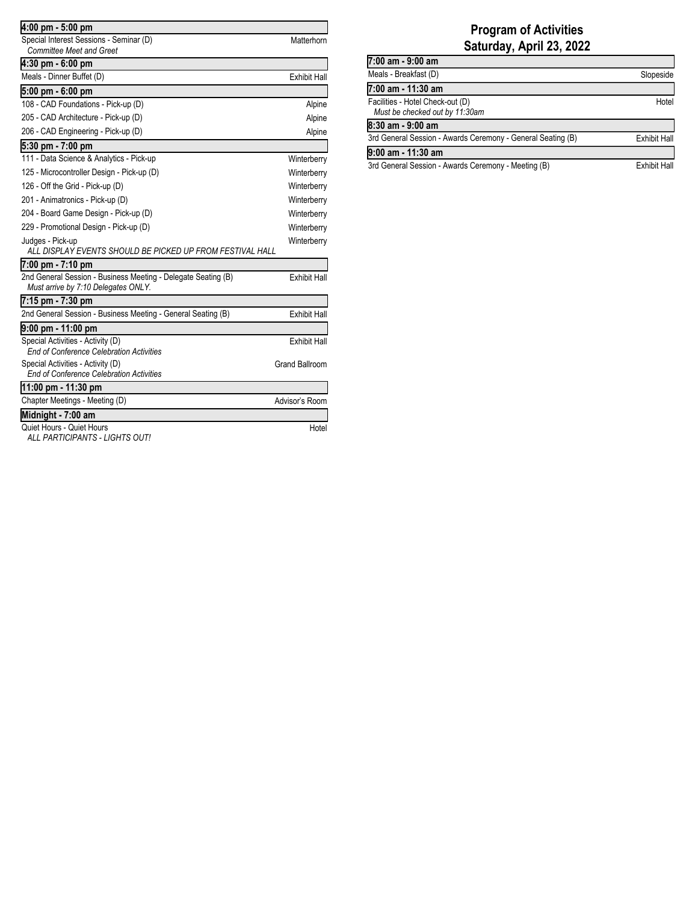**4:00 pm - 5:00 pm**

Special Interest Sessions - Seminar (D) — Matterhorn
*Committee Meet and Greet*

**4:30 pm - 6:00 pm**

Meals - Dinner Buffet (D) — Exhibit Hall

**5:00 pm - 6:00 pm**

108 - CAD Foundations - Pick-up (D) — Alpine

205 - CAD Architecture - Pick-up (D) — Alpine

206 - CAD Engineering - Pick-up (D) — Alpine

**5:30 pm - 7:00 pm**

111 - Data Science & Analytics - Pick-up — Winterberry

125 - Microcontroller Design - Pick-up (D) — Winterberry

126 - Off the Grid - Pick-up (D) — Winterberry

201 - Animatronics - Pick-up (D) — Winterberry

204 - Board Game Design - Pick-up (D) — Winterberry

229 - Promotional Design - Pick-up (D) — Winterberry

Judges - Pick-up — Winterberry
*ALL DISPLAY EVENTS SHOULD BE PICKED UP FROM FESTIVAL HALL*

**7:00 pm - 7:10 pm**

2nd General Session - Business Meeting - Delegate Seating (B) — Exhibit Hall
*Must arrive by 7:10 Delegates ONLY.*

**7:15 pm - 7:30 pm**

2nd General Session - Business Meeting - General Seating (B) — Exhibit Hall

**9:00 pm - 11:00 pm**

Special Activities - Activity (D) — Exhibit Hall
*End of Conference Celebration Activities*

Special Activities - Activity (D) — Grand Ballroom
*End of Conference Celebration Activities*

**11:00 pm - 11:30 pm**

Chapter Meetings - Meeting (D) — Advisor's Room

**Midnight - 7:00 am**

Quiet Hours - Quiet Hours — Hotel
*ALL PARTICIPANTS - LIGHTS OUT!*

# Program of Activities
## Saturday, April 23, 2022

**7:00 am - 9:00 am**

Meals - Breakfast (D) — Slopeside

**7:00 am - 11:30 am**

Facilities - Hotel Check-out (D) — Hotel
*Must be checked out by 11:30am*

**8:30 am - 9:00 am**

3rd General Session - Awards Ceremony - General Seating (B) — Exhibit Hall

**9:00 am - 11:30 am**

3rd General Session - Awards Ceremony - Meeting (B) — Exhibit Hall